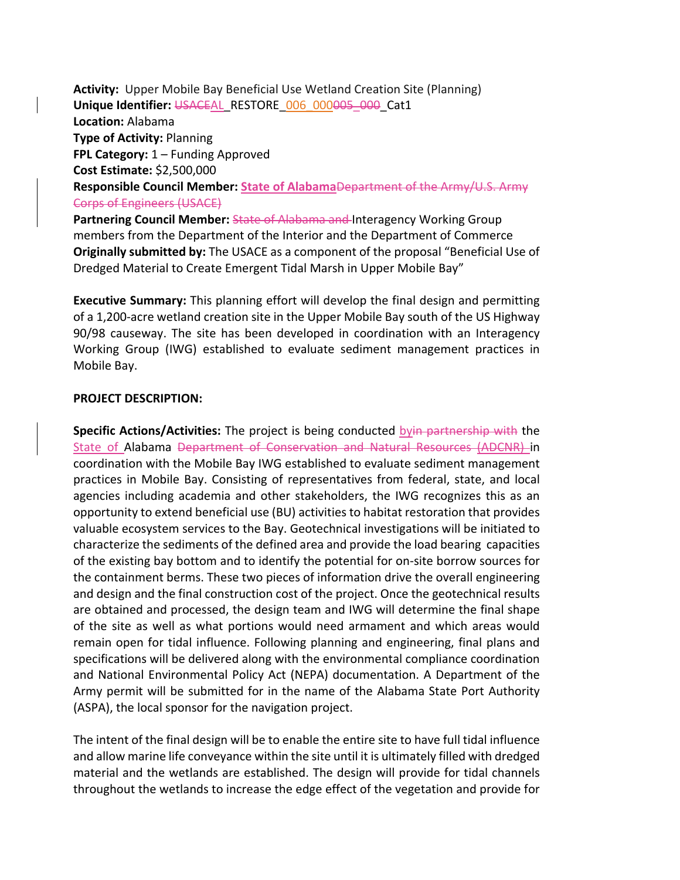**Activity:** Upper Mobile Bay Beneficial Use Wetland Creation Site (Planning)
**Unique Identifier:** ~~USACE~~AL_RESTORE_006_000~~005_000~~_Cat1
**Location:** Alabama
**Type of Activity:** Planning
**FPL Category:** 1 – Funding Approved
**Cost Estimate:** $2,500,000
**Responsible Council Member:** **State of Alabama**~~Department of the Army/U.S. Army Corps of Engineers (USACE)~~
**Partnering Council Member:** ~~State of Alabama and~~ Interagency Working Group members from the Department of the Interior and the Department of Commerce
**Originally submitted by:** The USACE as a component of the proposal "Beneficial Use of Dredged Material to Create Emergent Tidal Marsh in Upper Mobile Bay"

**Executive Summary:** This planning effort will develop the final design and permitting of a 1,200-acre wetland creation site in the Upper Mobile Bay south of the US Highway 90/98 causeway. The site has been developed in coordination with an Interagency Working Group (IWG) established to evaluate sediment management practices in Mobile Bay.

**PROJECT DESCRIPTION:**

**Specific Actions/Activities:** The project is being conducted by~~in partnership with~~ the State of Alabama ~~Department of Conservation and Natural Resources (ADCNR)~~ in coordination with the Mobile Bay IWG established to evaluate sediment management practices in Mobile Bay. Consisting of representatives from federal, state, and local agencies including academia and other stakeholders, the IWG recognizes this as an opportunity to extend beneficial use (BU) activities to habitat restoration that provides valuable ecosystem services to the Bay. Geotechnical investigations will be initiated to characterize the sediments of the defined area and provide the load bearing capacities of the existing bay bottom and to identify the potential for on-site borrow sources for the containment berms. These two pieces of information drive the overall engineering and design and the final construction cost of the project. Once the geotechnical results are obtained and processed, the design team and IWG will determine the final shape of the site as well as what portions would need armament and which areas would remain open for tidal influence. Following planning and engineering, final plans and specifications will be delivered along with the environmental compliance coordination and National Environmental Policy Act (NEPA) documentation. A Department of the Army permit will be submitted for in the name of the Alabama State Port Authority (ASPA), the local sponsor for the navigation project.

The intent of the final design will be to enable the entire site to have full tidal influence and allow marine life conveyance within the site until it is ultimately filled with dredged material and the wetlands are established. The design will provide for tidal channels throughout the wetlands to increase the edge effect of the vegetation and provide for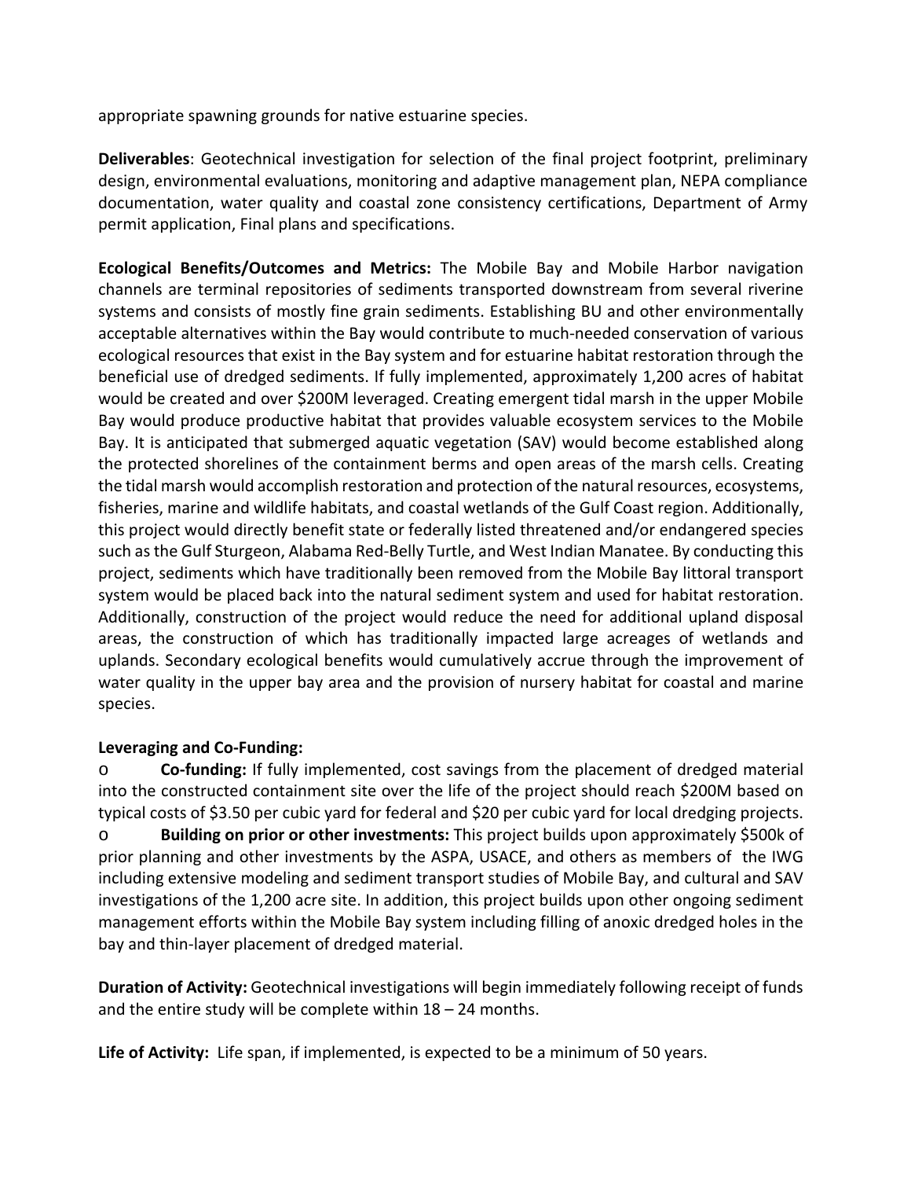appropriate spawning grounds for native estuarine species.

**Deliverables**: Geotechnical investigation for selection of the final project footprint, preliminary design, environmental evaluations, monitoring and adaptive management plan, NEPA compliance documentation, water quality and coastal zone consistency certifications, Department of Army permit application, Final plans and specifications.

**Ecological Benefits/Outcomes and Metrics:** The Mobile Bay and Mobile Harbor navigation channels are terminal repositories of sediments transported downstream from several riverine systems and consists of mostly fine grain sediments. Establishing BU and other environmentally acceptable alternatives within the Bay would contribute to much-needed conservation of various ecological resources that exist in the Bay system and for estuarine habitat restoration through the beneficial use of dredged sediments. If fully implemented, approximately 1,200 acres of habitat would be created and over $200M leveraged. Creating emergent tidal marsh in the upper Mobile Bay would produce productive habitat that provides valuable ecosystem services to the Mobile Bay. It is anticipated that submerged aquatic vegetation (SAV) would become established along the protected shorelines of the containment berms and open areas of the marsh cells. Creating the tidal marsh would accomplish restoration and protection of the natural resources, ecosystems, fisheries, marine and wildlife habitats, and coastal wetlands of the Gulf Coast region. Additionally, this project would directly benefit state or federally listed threatened and/or endangered species such as the Gulf Sturgeon, Alabama Red-Belly Turtle, and West Indian Manatee. By conducting this project, sediments which have traditionally been removed from the Mobile Bay littoral transport system would be placed back into the natural sediment system and used for habitat restoration. Additionally, construction of the project would reduce the need for additional upland disposal areas, the construction of which has traditionally impacted large acreages of wetlands and uplands. Secondary ecological benefits would cumulatively accrue through the improvement of water quality in the upper bay area and the provision of nursery habitat for coastal and marine species.

**Leveraging and Co-Funding:**

- **Co-funding:** If fully implemented, cost savings from the placement of dredged material into the constructed containment site over the life of the project should reach $200M based on typical costs of $3.50 per cubic yard for federal and $20 per cubic yard for local dredging projects.
- **Building on prior or other investments:** This project builds upon approximately $500k of prior planning and other investments by the ASPA, USACE, and others as members of the IWG including extensive modeling and sediment transport studies of Mobile Bay, and cultural and SAV investigations of the 1,200 acre site. In addition, this project builds upon other ongoing sediment management efforts within the Mobile Bay system including filling of anoxic dredged holes in the bay and thin-layer placement of dredged material.

**Duration of Activity:** Geotechnical investigations will begin immediately following receipt of funds and the entire study will be complete within 18 – 24 months.

**Life of Activity:** Life span, if implemented, is expected to be a minimum of 50 years.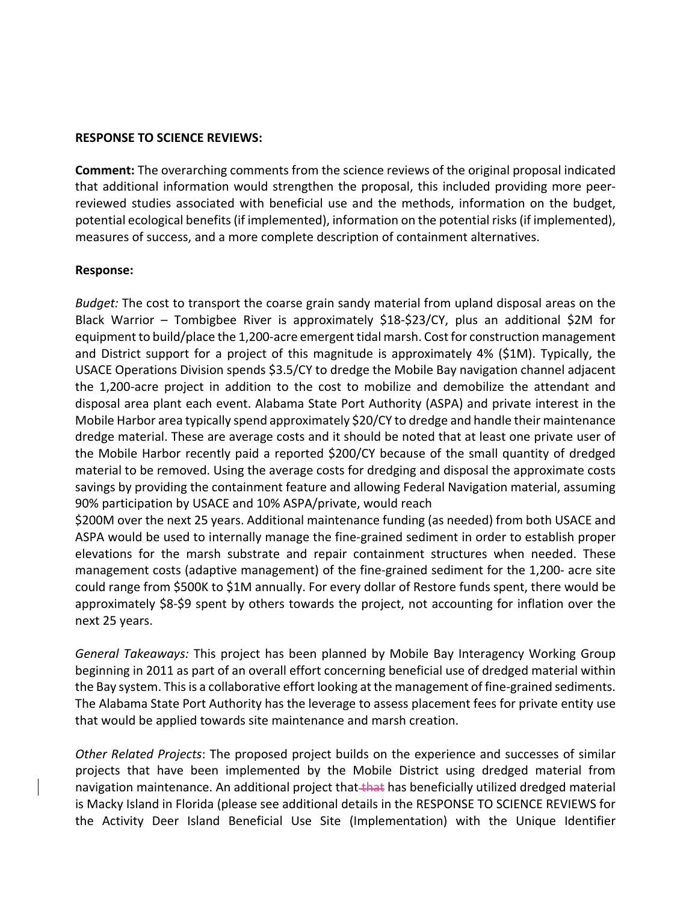**RESPONSE TO SCIENCE REVIEWS:**

**Comment:** The overarching comments from the science reviews of the original proposal indicated that additional information would strengthen the proposal, this included providing more peer-reviewed studies associated with beneficial use and the methods, information on the budget, potential ecological benefits (if implemented), information on the potential risks (if implemented), measures of success, and a more complete description of containment alternatives.

**Response:**

*Budget:* The cost to transport the coarse grain sandy material from upland disposal areas on the Black Warrior – Tombigbee River is approximately $18-$23/CY, plus an additional $2M for equipment to build/place the 1,200-acre emergent tidal marsh. Cost for construction management and District support for a project of this magnitude is approximately 4% ($1M). Typically, the USACE Operations Division spends $3.5/CY to dredge the Mobile Bay navigation channel adjacent the 1,200-acre project in addition to the cost to mobilize and demobilize the attendant and disposal area plant each event. Alabama State Port Authority (ASPA) and private interest in the Mobile Harbor area typically spend approximately $20/CY to dredge and handle their maintenance dredge material. These are average costs and it should be noted that at least one private user of the Mobile Harbor recently paid a reported $200/CY because of the small quantity of dredged material to be removed. Using the average costs for dredging and disposal the approximate costs savings by providing the containment feature and allowing Federal Navigation material, assuming 90% participation by USACE and 10% ASPA/private, would reach $200M over the next 25 years. Additional maintenance funding (as needed) from both USACE and ASPA would be used to internally manage the fine-grained sediment in order to establish proper elevations for the marsh substrate and repair containment structures when needed. These management costs (adaptive management) of the fine-grained sediment for the 1,200- acre site could range from $500K to $1M annually. For every dollar of Restore funds spent, there would be approximately $8-$9 spent by others towards the project, not accounting for inflation over the next 25 years.

*General Takeaways:* This project has been planned by Mobile Bay Interagency Working Group beginning in 2011 as part of an overall effort concerning beneficial use of dredged material within the Bay system. This is a collaborative effort looking at the management of fine-grained sediments. The Alabama State Port Authority has the leverage to assess placement fees for private entity use that would be applied towards site maintenance and marsh creation.

*Other Related Projects*: The proposed project builds on the experience and successes of similar projects that have been implemented by the Mobile District using dredged material from navigation maintenance. An additional project that ~~that~~ has beneficially utilized dredged material is Macky Island in Florida (please see additional details in the RESPONSE TO SCIENCE REVIEWS for the Activity Deer Island Beneficial Use Site (Implementation) with the Unique Identifier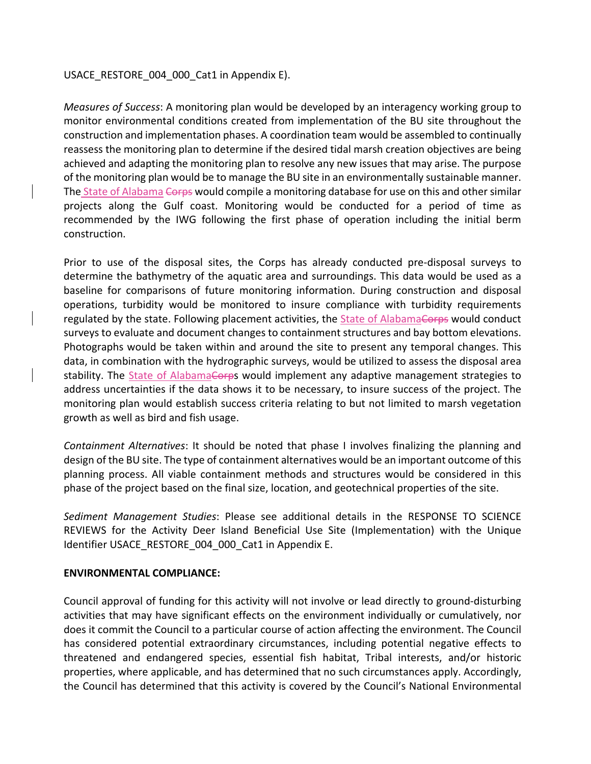USACE_RESTORE_004_000_Cat1 in Appendix E).

*Measures of Success*: A monitoring plan would be developed by an interagency working group to monitor environmental conditions created from implementation of the BU site throughout the construction and implementation phases. A coordination team would be assembled to continually reassess the monitoring plan to determine if the desired tidal marsh creation objectives are being achieved and adapting the monitoring plan to resolve any new issues that may arise. The purpose of the monitoring plan would be to manage the BU site in an environmentally sustainable manner. The State of Alabama ~~Corps~~ would compile a monitoring database for use on this and other similar projects along the Gulf coast. Monitoring would be conducted for a period of time as recommended by the IWG following the first phase of operation including the initial berm construction.

Prior to use of the disposal sites, the Corps has already conducted pre-disposal surveys to determine the bathymetry of the aquatic area and surroundings. This data would be used as a baseline for comparisons of future monitoring information. During construction and disposal operations, turbidity would be monitored to insure compliance with turbidity requirements regulated by the state. Following placement activities, the State of Alabama~~Corps~~ would conduct surveys to evaluate and document changes to containment structures and bay bottom elevations. Photographs would be taken within and around the site to present any temporal changes. This data, in combination with the hydrographic surveys, would be utilized to assess the disposal area stability. The State of Alabama~~Corps~~ would implement any adaptive management strategies to address uncertainties if the data shows it to be necessary, to insure success of the project. The monitoring plan would establish success criteria relating to but not limited to marsh vegetation growth as well as bird and fish usage.

*Containment Alternatives*: It should be noted that phase I involves finalizing the planning and design of the BU site. The type of containment alternatives would be an important outcome of this planning process. All viable containment methods and structures would be considered in this phase of the project based on the final size, location, and geotechnical properties of the site.

*Sediment Management Studies*: Please see additional details in the RESPONSE TO SCIENCE REVIEWS for the Activity Deer Island Beneficial Use Site (Implementation) with the Unique Identifier USACE_RESTORE_004_000_Cat1 in Appendix E.

**ENVIRONMENTAL COMPLIANCE:**

Council approval of funding for this activity will not involve or lead directly to ground-disturbing activities that may have significant effects on the environment individually or cumulatively, nor does it commit the Council to a particular course of action affecting the environment. The Council has considered potential extraordinary circumstances, including potential negative effects to threatened and endangered species, essential fish habitat, Tribal interests, and/or historic properties, where applicable, and has determined that no such circumstances apply. Accordingly, the Council has determined that this activity is covered by the Council's National Environmental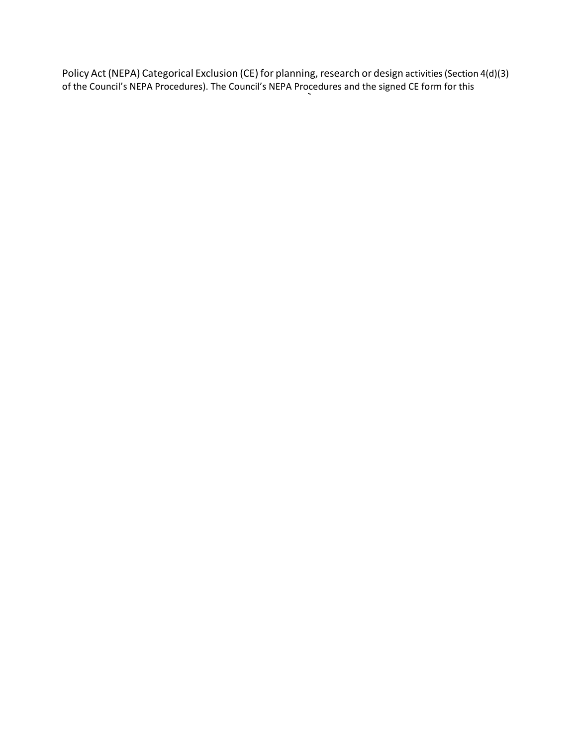Policy Act (NEPA) Categorical Exclusion (CE) for planning, research or design activities (Section 4(d)(3) of the Council's NEPA Procedures). The Council's NEPA Procedures and the signed CE form for this